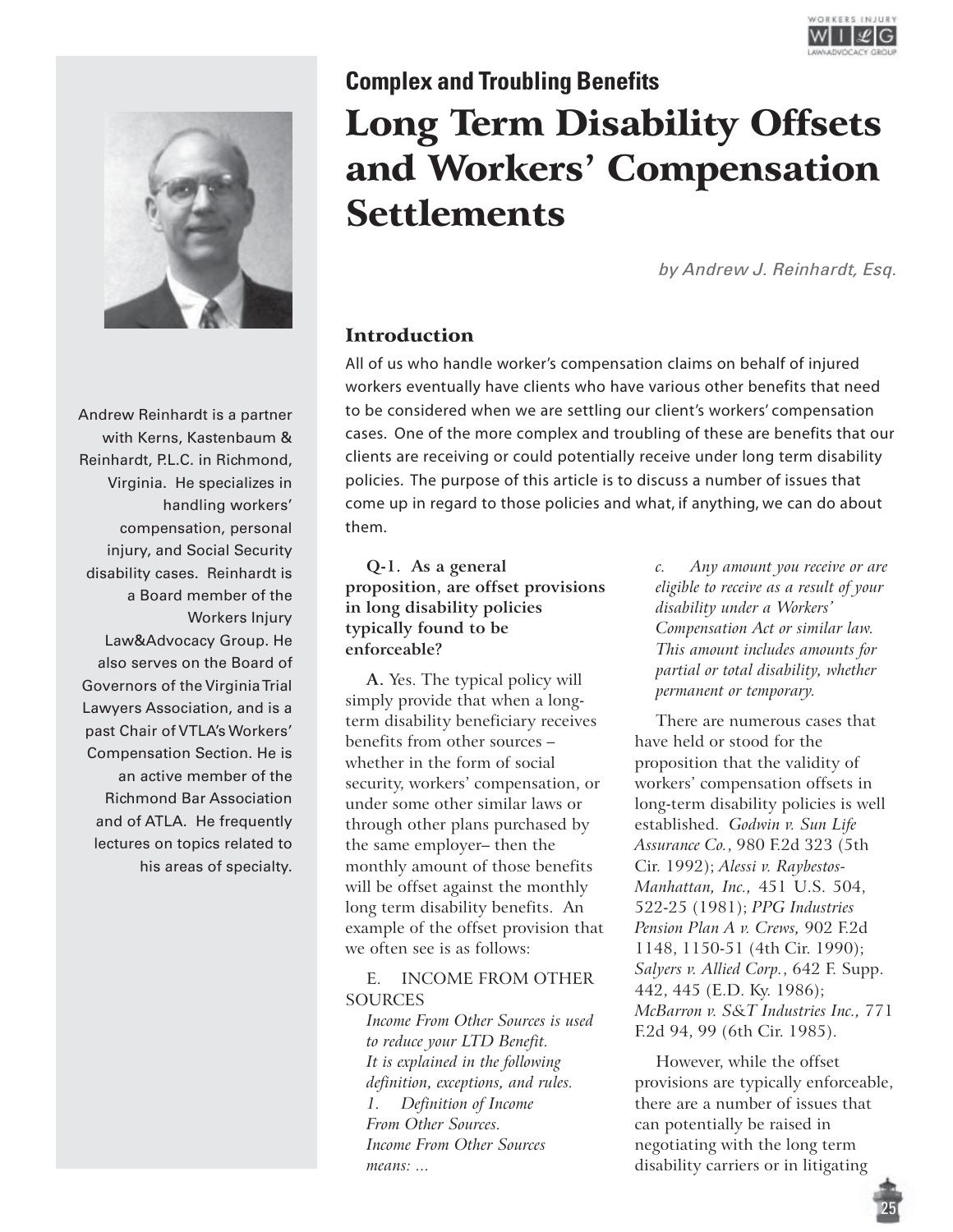### Complex and Troubling Benefits

# Long Term Disability Offsets and Workers' Compensation Settlements

*by Andrew J. Reinhardt, Esq.*

Andrew Reinhardt is a partner with Kerns, Kastenbaum & Reinhardt, P.L.C. in Richmond, Virginia. He specializes in handling workers' compensation, personal injury, and Social Security disability cases. Reinhardt is a Board member of the Workers Injury Law&Advocacy Group. He also serves on the Board of Governors of the Virginia Trial Lawyers Association, and is a past Chair of VTLA's Workers' Compensation Section. He is an active member of the Richmond Bar Association and of ATLA. He frequently lectures on topics related to his areas of specialty.

## Introduction

All of us who handle worker's compensation claims on behalf of injured workers eventually have clients who have various other benefits that need to be considered when we are settling our client's workers' compensation cases. One of the more complex and troubling of these are benefits that our clients are receiving or could potentially receive under long term disability policies. The purpose of this article is to discuss a number of issues that come up in regard to those policies and what, if anything, we can do about them.

**Q-1. As a general proposition, are offset provisions in long disability policies typically found to be enforceable?**

**A.** Yes. The typical policy will simply provide that when a long-term disability beneficiary receives benefits from other sources – whether in the form of social security, workers' compensation, or under some other similar laws or through other plans purchased by the same employer– then the monthly amount of those benefits will be offset against the monthly long term disability benefits. An example of the offset provision that we often see is as follows:

E. INCOME FROM OTHER SOURCES

*Income From Other Sources is used to reduce your LTD Benefit. It is explained in the following definition, exceptions, and rules.*

*1. Definition of Income From Other Sources.*

*Income From Other Sources means: ...*

*c. Any amount you receive or are eligible to receive as a result of your disability under a Workers' Compensation Act or similar law. This amount includes amounts for partial or total disability, whether permanent or temporary.*

There are numerous cases that have held or stood for the proposition that the validity of workers' compensation offsets in long-term disability policies is well established. *Godwin v. Sun Life Assurance Co.*, 980 F.2d 323 (5th Cir. 1992); *Alessi v. Raybestos-Manhattan, Inc.,* 451 U.S. 504, 522-25 (1981); *PPG Industries Pension Plan A v. Crews,* 902 F.2d 1148, 1150-51 (4th Cir. 1990); *Salyers v. Allied Corp.*, 642 F. Supp. 442, 445 (E.D. Ky. 1986); *McBarron v. S&T Industries Inc.,* 771 F.2d 94, 99 (6th Cir. 1985).

However, while the offset provisions are typically enforceable, there are a number of issues that can potentially be raised in negotiating with the long term disability carriers or in litigating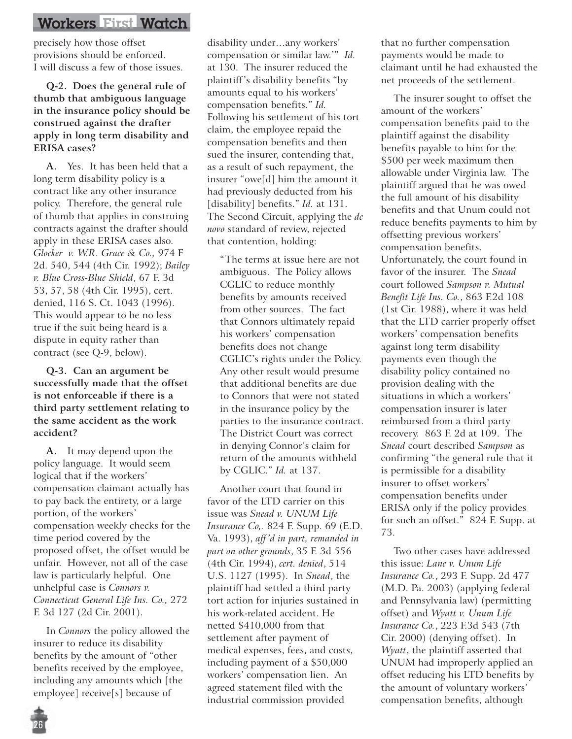precisely how those offset provisions should be enforced. I will discuss a few of those issues.

**Q-2. Does the general rule of thumb that ambiguous language in the insurance policy should be construed against the drafter apply in long term disability and ERISA cases?**

**A.** Yes. It has been held that a long term disability policy is a contract like any other insurance policy. Therefore, the general rule of thumb that applies in construing contracts against the drafter should apply in these ERISA cases also. *Glocker v. W.R. Grace & Co.,* 974 F 2d. 540, 544 (4th Cir. 1992); *Bailey v. Blue Cross-Blue Shield*, 67 F. 3d 53, 57, 58 (4th Cir. 1995), cert. denied, 116 S. Ct. 1043 (1996). This would appear to be no less true if the suit being heard is a dispute in equity rather than contract (see Q-9, below).

**Q-3. Can an argument be successfully made that the offset is not enforceable if there is a third party settlement relating to the same accident as the work accident?**

**A.** It may depend upon the policy language. It would seem logical that if the workers' compensation claimant actually has to pay back the entirety, or a large portion, of the workers' compensation weekly checks for the time period covered by the proposed offset, the offset would be unfair. However, not all of the case law is particularly helpful. One unhelpful case is *Connors v. Connecticut General Life Ins. Co.,* 272 F. 3d 127 (2d Cir. 2001).

In *Connors* the policy allowed the insurer to reduce its disability benefits by the amount of "other benefits received by the employee, including any amounts which [the employee] receive[s] because of disability under…any workers' compensation or similar law.'" *Id.* at 130. The insurer reduced the plaintiff's disability benefits "by amounts equal to his workers' compensation benefits." *Id.* Following his settlement of his tort claim, the employee repaid the compensation benefits and then sued the insurer, contending that, as a result of such repayment, the insurer "owe[d] him the amount it had previously deducted from his [disability] benefits." *Id.* at 131. The Second Circuit, applying the *de novo* standard of review, rejected that contention, holding:

> "The terms at issue here are not ambiguous. The Policy allows CGLIC to reduce monthly benefits by amounts received from other sources. The fact that Connors ultimately repaid his workers' compensation benefits does not change CGLIC's rights under the Policy. Any other result would presume that additional benefits are due to Connors that were not stated in the insurance policy by the parties to the insurance contract. The District Court was correct in denying Connor's claim for return of the amounts withheld by CGLIC." *Id.* at 137.

Another court that found in favor of the LTD carrier on this issue was *Snead v. UNUM Life Insurance Co,.* 824 F. Supp. 69 (E.D. Va. 1993), *aff'd in part, remanded in part on other grounds*, 35 F. 3d 556 (4th Cir. 1994), *cert. denied*, 514 U.S. 1127 (1995). In *Snead*, the plaintiff had settled a third party tort action for injuries sustained in his work-related accident. He netted $410,000 from that settlement after payment of medical expenses, fees, and costs, including payment of a $50,000 workers' compensation lien. An agreed statement filed with the industrial commission provided that no further compensation payments would be made to claimant until he had exhausted the net proceeds of the settlement.

The insurer sought to offset the amount of the workers' compensation benefits paid to the plaintiff against the disability benefits payable to him for the $500 per week maximum then allowable under Virginia law. The plaintiff argued that he was owed the full amount of his disability benefits and that Unum could not reduce benefits payments to him by offsetting previous workers' compensation benefits. Unfortunately, the court found in favor of the insurer. The *Snead* court followed *Sampson v. Mutual Benefit Life Ins. Co.*, 863 F.2d 108 (1st Cir. 1988), where it was held that the LTD carrier properly offset workers' compensation benefits against long term disability payments even though the disability policy contained no provision dealing with the situations in which a workers' compensation insurer is later reimbursed from a third party recovery. 863 F. 2d at 109. The *Snead* court described *Sampson* as confirming "the general rule that it is permissible for a disability insurer to offset workers' compensation benefits under ERISA only if the policy provides for such an offset." 824 F. Supp. at 73.

Two other cases have addressed this issue: *Lane v. Unum Life Insurance Co.*, 293 F. Supp. 2d 477 (M.D. Pa. 2003) (applying federal and Pennsylvania law) (permitting offset) and *Wyatt v. Unum Life Insurance Co.*, 223 F.3d 543 (7th Cir. 2000) (denying offset). In *Wyatt*, the plaintiff asserted that UNUM had improperly applied an offset reducing his LTD benefits by the amount of voluntary workers' compensation benefits, although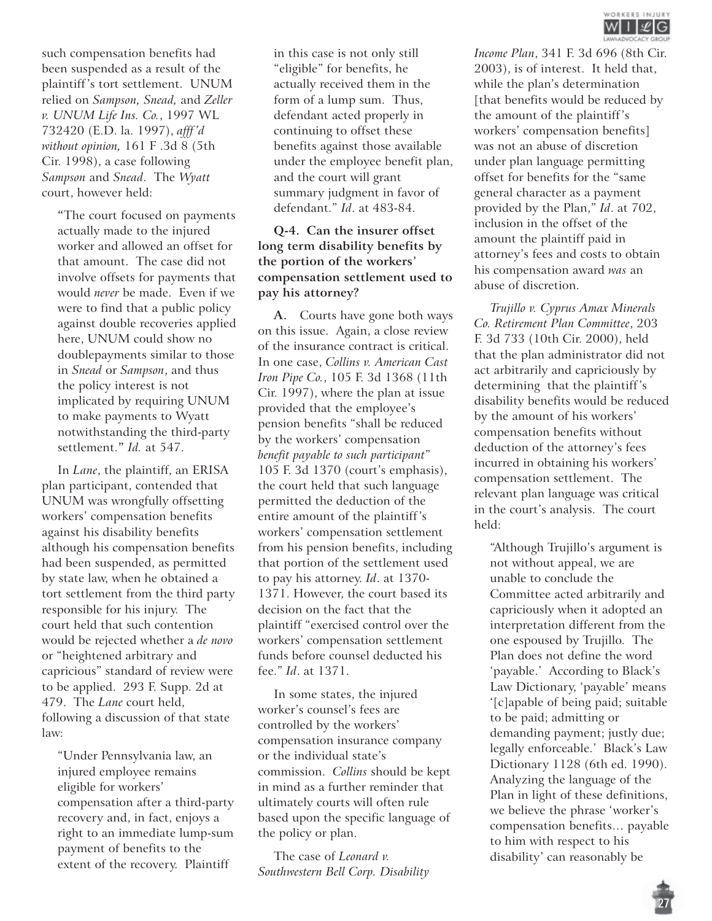such compensation benefits had been suspended as a result of the plaintiff's tort settlement. UNUM relied on *Sampson, Snead,* and *Zeller v. UNUM Life Ins. Co.*, 1997 WL 732420 (E.D. la. 1997), *afff'd without opinion,* 161 F .3d 8 (5th Cir. 1998), a case following *Sampson* and *Snead*. The *Wyatt* court, however held:

> "The court focused on payments actually made to the injured worker and allowed an offset for that amount. The case did not involve offsets for payments that would *never* be made. Even if we were to find that a public policy against double recoveries applied here, UNUM could show no doublepayments similar to those in *Snead* or *Sampson*, and thus the policy interest is not implicated by requiring UNUM to make payments to Wyatt notwithstanding the third-party settlement." *Id.* at 547.

In *Lane*, the plaintiff, an ERISA plan participant, contended that UNUM was wrongfully offsetting workers' compensation benefits against his disability benefits although his compensation benefits had been suspended, as permitted by state law, when he obtained a tort settlement from the third party responsible for his injury. The court held that such contention would be rejected whether a *de novo* or "heightened arbitrary and capricious" standard of review were to be applied. 293 F. Supp. 2d at 479. The *Lane* court held, following a discussion of that state law:

> "Under Pennsylvania law, an injured employee remains eligible for workers' compensation after a third-party recovery and, in fact, enjoys a right to an immediate lump-sum payment of benefits to the extent of the recovery. Plaintiff in this case is not only still "eligible" for benefits, he actually received them in the form of a lump sum. Thus, defendant acted properly in continuing to offset these benefits against those available under the employee benefit plan, and the court will grant summary judgment in favor of defendant." *Id*. at 483-84.

**Q-4. Can the insurer offset long term disability benefits by the portion of the workers' compensation settlement used to pay his attorney?**

**A.** Courts have gone both ways on this issue. Again, a close review of the insurance contract is critical. In one case, *Collins v. American Cast Iron Pipe Co.*, 105 F. 3d 1368 (11th Cir. 1997), where the plan at issue provided that the employee's pension benefits "shall be reduced by the workers' compensation *benefit payable to such participant*" 105 F. 3d 1370 (court's emphasis), the court held that such language permitted the deduction of the entire amount of the plaintiff's workers' compensation settlement from his pension benefits, including that portion of the settlement used to pay his attorney. *Id*. at 1370-1371. However, the court based its decision on the fact that the plaintiff "exercised control over the workers' compensation settlement funds before counsel deducted his fee." *Id*. at 1371.

In some states, the injured worker's counsel's fees are controlled by the workers' compensation insurance company or the individual state's commission. *Collins* should be kept in mind as a further reminder that ultimately courts will often rule based upon the specific language of the policy or plan.

The case of *Leonard v. Southwestern Bell Corp. Disability Income Plan*, 341 F. 3d 696 (8th Cir. 2003), is of interest. It held that, while the plan's determination [that benefits would be reduced by the amount of the plaintiff's workers' compensation benefits] was not an abuse of discretion under plan language permitting offset for benefits for the "same general character as a payment provided by the Plan," *Id*. at 702, inclusion in the offset of the amount the plaintiff paid in attorney's fees and costs to obtain his compensation award *was* an abuse of discretion.

*Trujillo v. Cyprus Amax Minerals Co. Retirement Plan Committee*, 203 F. 3d 733 (10th Cir. 2000), held that the plan administrator did not act arbitrarily and capriciously by determining that the plaintiff's disability benefits would be reduced by the amount of his workers' compensation benefits without deduction of the attorney's fees incurred in obtaining his workers' compensation settlement. The relevant plan language was critical in the court's analysis. The court held:

> "Although Trujillo's argument is not without appeal, we are unable to conclude the Committee acted arbitrarily and capriciously when it adopted an interpretation different from the one espoused by Trujillo. The Plan does not define the word 'payable.' According to Black's Law Dictionary, 'payable' means '[c]apable of being paid; suitable to be paid; admitting or demanding payment; justly due; legally enforceable.' Black's Law Dictionary 1128 (6th ed. 1990). Analyzing the language of the Plan in light of these definitions, we believe the phrase 'worker's compensation benefits… payable to him with respect to his disability' can reasonably be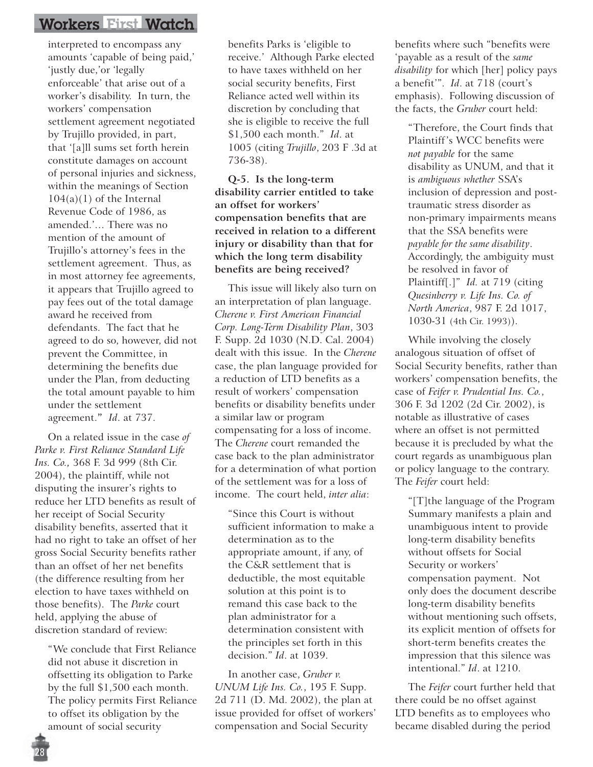interpreted to encompass any amounts 'capable of being paid,' 'justly due,'or 'legally enforceable' that arise out of a worker's disability. In turn, the workers' compensation settlement agreement negotiated by Trujillo provided, in part, that '[a]ll sums set forth herein constitute damages on account of personal injuries and sickness, within the meanings of Section 104(a)(1) of the Internal Revenue Code of 1986, as amended.'… There was no mention of the amount of Trujillo's attorney's fees in the settlement agreement. Thus, as in most attorney fee agreements, it appears that Trujillo agreed to pay fees out of the total damage award he received from defendants. The fact that he agreed to do so, however, did not prevent the Committee, in determining the benefits due under the Plan, from deducting the total amount payable to him under the settlement agreement." *Id*. at 737.

On a related issue in the case *of Parke v. First Reliance Standard Life Ins. Co.,* 368 F. 3d 999 (8th Cir. 2004), the plaintiff, while not disputing the insurer's rights to reduce her LTD benefits as result of her receipt of Social Security disability benefits, asserted that it had no right to take an offset of her gross Social Security benefits rather than an offset of her net benefits (the difference resulting from her election to have taxes withheld on those benefits). The *Parke* court held, applying the abuse of discretion standard of review:

> "We conclude that First Reliance did not abuse it discretion in offsetting its obligation to Parke by the full $1,500 each month. The policy permits First Reliance to offset its obligation by the amount of social security benefits Parks is 'eligible to receive.' Although Parke elected to have taxes withheld on her social security benefits, First Reliance acted well within its discretion by concluding that she is eligible to receive the full $1,500 each month." *Id*. at 1005 (citing *Trujillo*, 203 F .3d at 736-38).

**Q-5. Is the long-term disability carrier entitled to take an offset for workers' compensation benefits that are received in relation to a different injury or disability than that for which the long term disability benefits are being received?**

This issue will likely also turn on an interpretation of plan language. *Cherene v. First American Financial Corp. Long-Term Disability Plan*, 303 F. Supp. 2d 1030 (N.D. Cal. 2004) dealt with this issue. In the *Cherene* case, the plan language provided for a reduction of LTD benefits as a result of workers' compensation benefits or disability benefits under a similar law or program compensating for a loss of income. The *Cherene* court remanded the case back to the plan administrator for a determination of what portion of the settlement was for a loss of income. The court held, *inter alia*:

> "Since this Court is without sufficient information to make a determination as to the appropriate amount, if any, of the C&R settlement that is deductible, the most equitable solution at this point is to remand this case back to the plan administrator for a determination consistent with the principles set forth in this decision." *Id*. at 1039.

In another case, *Gruber v. UNUM Life Ins. Co.*, 195 F. Supp. 2d 711 (D. Md. 2002), the plan at issue provided for offset of workers' compensation and Social Security benefits where such "benefits were 'payable as a result of the *same disability* for which [her] policy pays a benefit'". *Id*. at 718 (court's emphasis). Following discussion of the facts, the *Gruber* court held:

> "Therefore, the Court finds that Plaintiff's WCC benefits were *not payable* for the same disability as UNUM, and that it is *ambiguous whether* SSA's inclusion of depression and post-traumatic stress disorder as non-primary impairments means that the SSA benefits were *payable for the same disability*. Accordingly, the ambiguity must be resolved in favor of Plaintiff[.]" *Id.* at 719 (citing *Quesinberry v. Life Ins. Co. of North America*, 987 F. 2d 1017, 1030-31 (4th Cir. 1993)).

While involving the closely analogous situation of offset of Social Security benefits, rather than workers' compensation benefits, the case of *Feifer v. Prudential Ins. Co.*, 306 F. 3d 1202 (2d Cir. 2002), is notable as illustrative of cases where an offset is not permitted because it is precluded by what the court regards as unambiguous plan or policy language to the contrary. The *Feifer* court held:

> "[T]the language of the Program Summary manifests a plain and unambiguous intent to provide long-term disability benefits without offsets for Social Security or workers' compensation payment. Not only does the document describe long-term disability benefits without mentioning such offsets, its explicit mention of offsets for short-term benefits creates the impression that this silence was intentional." *Id*. at 1210.

The *Feifer* court further held that there could be no offset against LTD benefits as to employees who became disabled during the period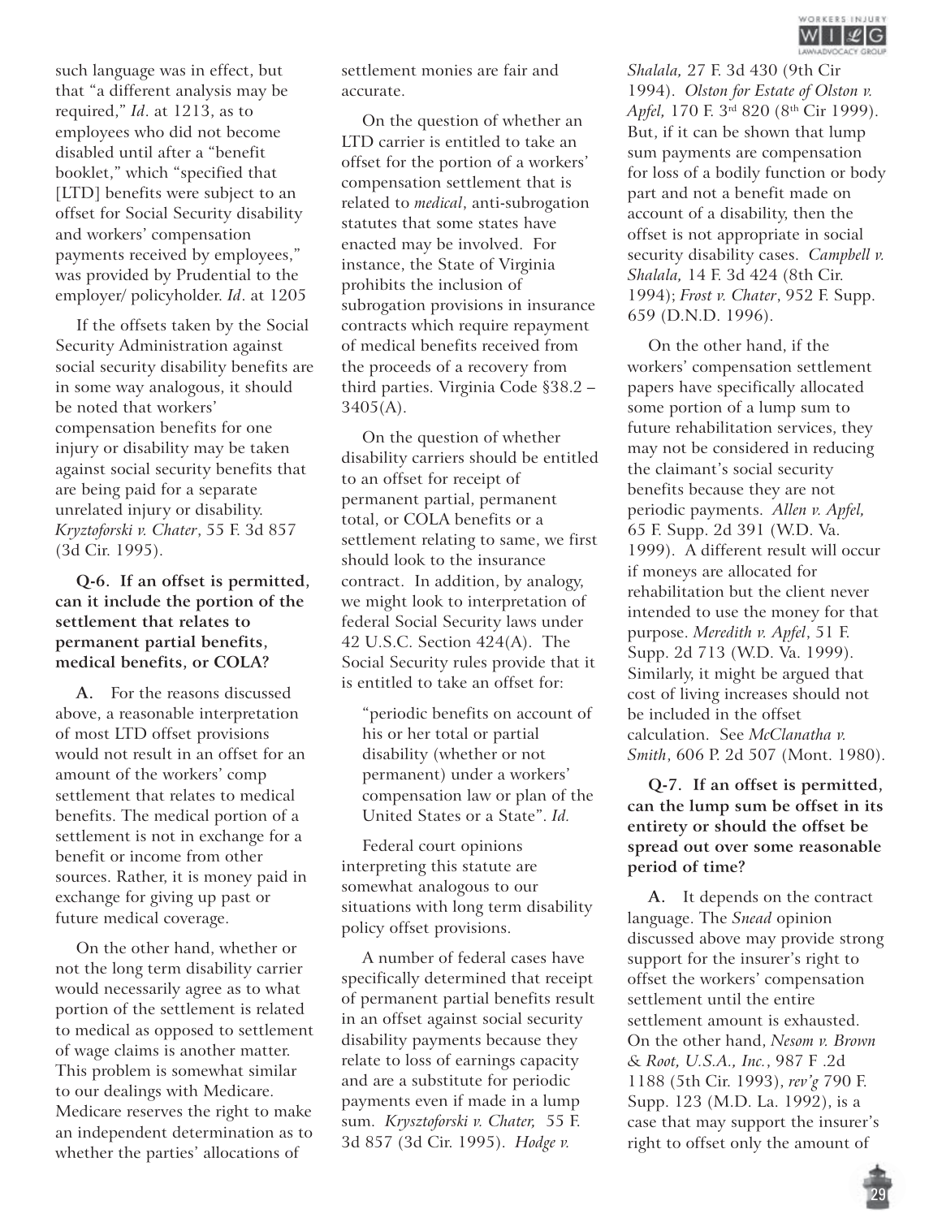such language was in effect, but that "a different analysis may be required," *Id*. at 1213, as to employees who did not become disabled until after a "benefit booklet," which "specified that [LTD] benefits were subject to an offset for Social Security disability and workers' compensation payments received by employees," was provided by Prudential to the employer/ policyholder. *Id*. at 1205

If the offsets taken by the Social Security Administration against social security disability benefits are in some way analogous, it should be noted that workers' compensation benefits for one injury or disability may be taken against social security benefits that are being paid for a separate unrelated injury or disability. *Kryztoforski v. Chater*, 55 F. 3d 857 (3d Cir. 1995).

**Q-6. If an offset is permitted, can it include the portion of the settlement that relates to permanent partial benefits, medical benefits, or COLA?**

**A.** For the reasons discussed above, a reasonable interpretation of most LTD offset provisions would not result in an offset for an amount of the workers' comp settlement that relates to medical benefits. The medical portion of a settlement is not in exchange for a benefit or income from other sources. Rather, it is money paid in exchange for giving up past or future medical coverage.

On the other hand, whether or not the long term disability carrier would necessarily agree as to what portion of the settlement is related to medical as opposed to settlement of wage claims is another matter. This problem is somewhat similar to our dealings with Medicare. Medicare reserves the right to make an independent determination as to whether the parties' allocations of settlement monies are fair and accurate.

On the question of whether an LTD carrier is entitled to take an offset for the portion of a workers' compensation settlement that is related to *medical*, anti-subrogation statutes that some states have enacted may be involved. For instance, the State of Virginia prohibits the inclusion of subrogation provisions in insurance contracts which require repayment of medical benefits received from the proceeds of a recovery from third parties. Virginia Code §38.2 – 3405(A).

On the question of whether disability carriers should be entitled to an offset for receipt of permanent partial, permanent total, or COLA benefits or a settlement relating to same, we first should look to the insurance contract. In addition, by analogy, we might look to interpretation of federal Social Security laws under 42 U.S.C. Section 424(A). The Social Security rules provide that it is entitled to take an offset for:

> "periodic benefits on account of his or her total or partial disability (whether or not permanent) under a workers' compensation law or plan of the United States or a State". *Id.*

Federal court opinions interpreting this statute are somewhat analogous to our situations with long term disability policy offset provisions.

A number of federal cases have specifically determined that receipt of permanent partial benefits result in an offset against social security disability payments because they relate to loss of earnings capacity and are a substitute for periodic payments even if made in a lump sum. *Krysztoforski v. Chater,* 55 F. 3d 857 (3d Cir. 1995). *Hodge v. Shalala,* 27 F. 3d 430 (9th Cir 1994). *Olston for Estate of Olston v. Apfel,* 170 F. 3rd 820 (8th Cir 1999). But, if it can be shown that lump sum payments are compensation for loss of a bodily function or body part and not a benefit made on account of a disability, then the offset is not appropriate in social security disability cases. *Campbell v. Shalala,* 14 F. 3d 424 (8th Cir. 1994); *Frost v. Chater*, 952 F. Supp. 659 (D.N.D. 1996).

On the other hand, if the workers' compensation settlement papers have specifically allocated some portion of a lump sum to future rehabilitation services, they may not be considered in reducing the claimant's social security benefits because they are not periodic payments. *Allen v. Apfel,* 65 F. Supp. 2d 391 (W.D. Va. 1999). A different result will occur if moneys are allocated for rehabilitation but the client never intended to use the money for that purpose. *Meredith v. Apfel*, 51 F. Supp. 2d 713 (W.D. Va. 1999). Similarly, it might be argued that cost of living increases should not be included in the offset calculation. See *McClanatha v. Smith*, 606 P. 2d 507 (Mont. 1980).

**Q-7. If an offset is permitted, can the lump sum be offset in its entirety or should the offset be spread out over some reasonable period of time?**

**A.** It depends on the contract language. The *Snead* opinion discussed above may provide strong support for the insurer's right to offset the workers' compensation settlement until the entire settlement amount is exhausted. On the other hand, *Nesom v. Brown & Root, U.S.A., Inc.*, 987 F .2d 1188 (5th Cir. 1993), *rev'g* 790 F. Supp. 123 (M.D. La. 1992), is a case that may support the insurer's right to offset only the amount of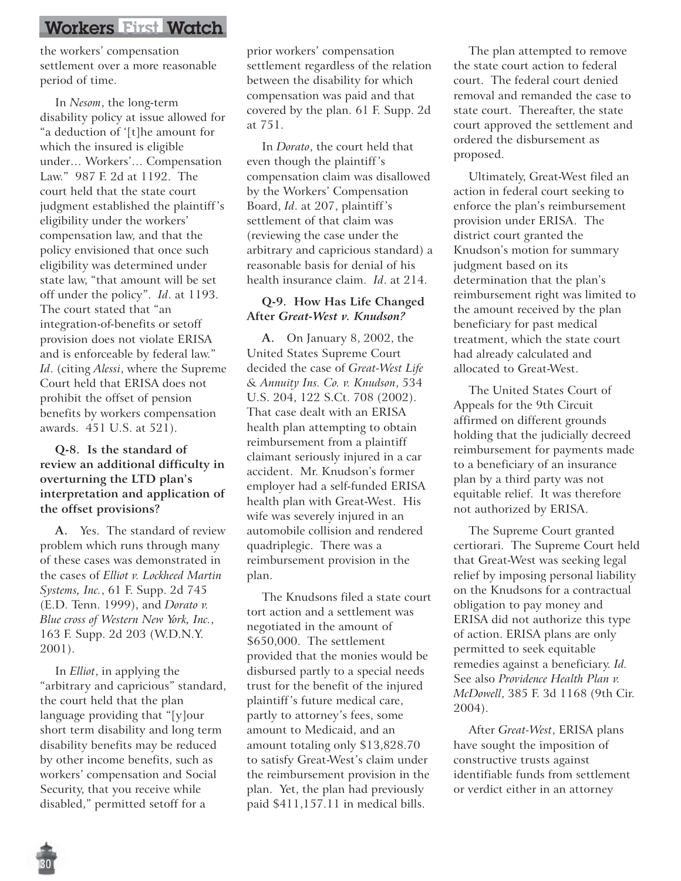the workers' compensation settlement over a more reasonable period of time.

In *Nesom*, the long-term disability policy at issue allowed for "a deduction of '[t]he amount for which the insured is eligible under… Workers'… Compensation Law." 987 F. 2d at 1192. The court held that the state court judgment established the plaintiff's eligibility under the workers' compensation law, and that the policy envisioned that once such eligibility was determined under state law, "that amount will be set off under the policy". *Id*. at 1193. The court stated that "an integration-of-benefits or setoff provision does not violate ERISA and is enforceable by federal law." *Id*. (citing *Alessi*, where the Supreme Court held that ERISA does not prohibit the offset of pension benefits by workers compensation awards. 451 U.S. at 521).

**Q-8. Is the standard of review an additional difficulty in overturning the LTD plan's interpretation and application of the offset provisions?**

**A.** Yes. The standard of review problem which runs through many of these cases was demonstrated in the cases of *Elliot v. Lockheed Martin Systems, Inc.*, 61 F. Supp. 2d 745 (E.D. Tenn. 1999), and *Dorato v. Blue cross of Western New York, Inc.*, 163 F. Supp. 2d 203 (W.D.N.Y. 2001).

In *Elliot*, in applying the "arbitrary and capricious" standard, the court held that the plan language providing that "[y]our short term disability and long term disability benefits may be reduced by other income benefits, such as workers' compensation and Social Security, that you receive while disabled," permitted setoff for a prior workers' compensation settlement regardless of the relation between the disability for which compensation was paid and that covered by the plan. 61 F. Supp. 2d at 751.

In *Dorato*, the court held that even though the plaintiff's compensation claim was disallowed by the Workers' Compensation Board, *Id*. at 207, plaintiff's settlement of that claim was (reviewing the case under the arbitrary and capricious standard) a reasonable basis for denial of his health insurance claim. *Id*. at 214.

**Q-9. How Has Life Changed After *Great-West v. Knudson?***

**A.** On January 8, 2002, the United States Supreme Court decided the case of *Great-West Life & Annuity Ins. Co. v. Knudson*, 534 U.S. 204, 122 S.Ct. 708 (2002). That case dealt with an ERISA health plan attempting to obtain reimbursement from a plaintiff claimant seriously injured in a car accident. Mr. Knudson's former employer had a self-funded ERISA health plan with Great-West. His wife was severely injured in an automobile collision and rendered quadriplegic. There was a reimbursement provision in the plan.

The Knudsons filed a state court tort action and a settlement was negotiated in the amount of $650,000. The settlement provided that the monies would be disbursed partly to a special needs trust for the benefit of the injured plaintiff's future medical care, partly to attorney's fees, some amount to Medicaid, and an amount totaling only $13,828.70 to satisfy Great-West's claim under the reimbursement provision in the plan. Yet, the plan had previously paid $411,157.11 in medical bills.

The plan attempted to remove the state court action to federal court. The federal court denied removal and remanded the case to state court. Thereafter, the state court approved the settlement and ordered the disbursement as proposed.

Ultimately, Great-West filed an action in federal court seeking to enforce the plan's reimbursement provision under ERISA. The district court granted the Knudson's motion for summary judgment based on its determination that the plan's reimbursement right was limited to the amount received by the plan beneficiary for past medical treatment, which the state court had already calculated and allocated to Great-West.

The United States Court of Appeals for the 9th Circuit affirmed on different grounds holding that the judicially decreed reimbursement for payments made to a beneficiary of an insurance plan by a third party was not equitable relief. It was therefore not authorized by ERISA.

The Supreme Court granted certiorari. The Supreme Court held that Great-West was seeking legal relief by imposing personal liability on the Knudsons for a contractual obligation to pay money and ERISA did not authorize this type of action. ERISA plans are only permitted to seek equitable remedies against a beneficiary. *Id.* See also *Providence Health Plan v. McDowell*, 385 F. 3d 1168 (9th Cir. 2004).

After *Great-West*, ERISA plans have sought the imposition of constructive trusts against identifiable funds from settlement or verdict either in an attorney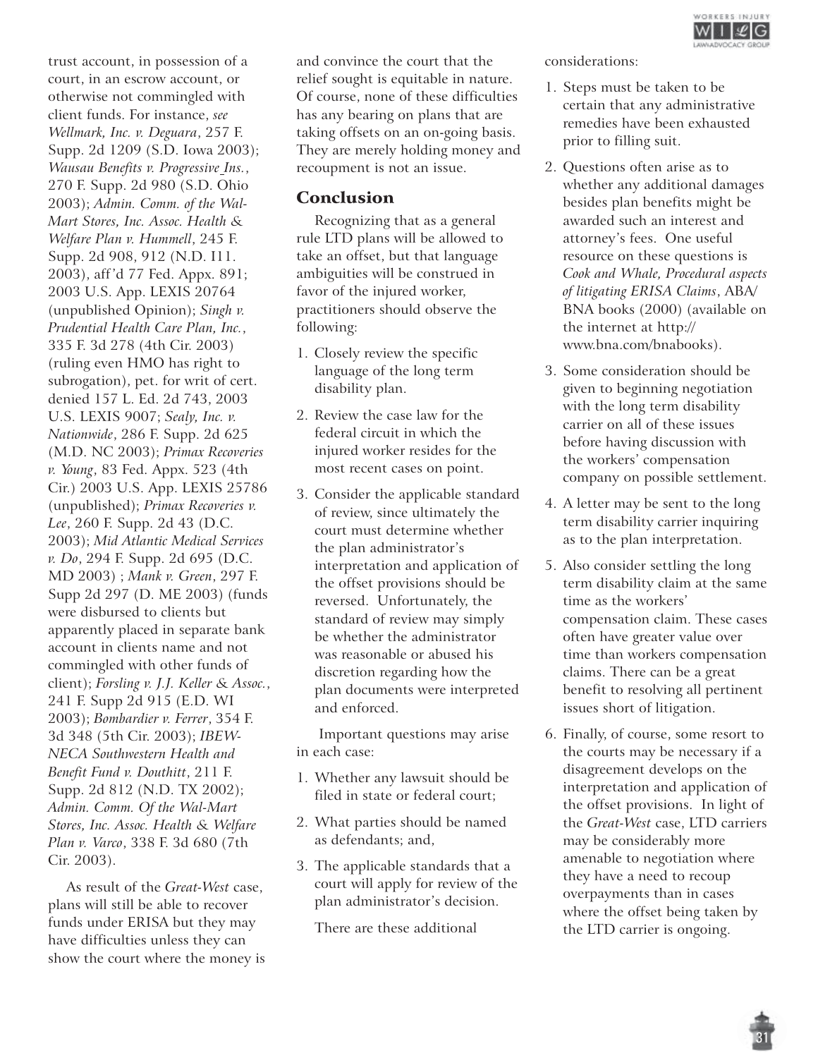trust account, in possession of a court, in an escrow account, or otherwise not commingled with client funds. For instance, *see Wellmark, Inc. v. Deguara*, 257 F. Supp. 2d 1209 (S.D. Iowa 2003); *Wausau Benefits v. Progressive Ins.*, 270 F. Supp. 2d 980 (S.D. Ohio 2003); *Admin. Comm. of the Wal-Mart Stores, Inc. Assoc. Health & Welfare Plan v. Hummell*, 245 F. Supp. 2d 908, 912 (N.D. I11. 2003), aff'd 77 Fed. Appx. 891; 2003 U.S. App. LEXIS 20764 (unpublished Opinion); *Singh v. Prudential Health Care Plan, Inc.*, 335 F. 3d 278 (4th Cir. 2003) (ruling even HMO has right to subrogation), pet. for writ of cert. denied 157 L. Ed. 2d 743, 2003 U.S. LEXIS 9007; *Sealy, Inc. v. Nationwide*, 286 F. Supp. 2d 625 (M.D. NC 2003); *Primax Recoveries v. Young*, 83 Fed. Appx. 523 (4th Cir.) 2003 U.S. App. LEXIS 25786 (unpublished); *Primax Recoveries v. Lee*, 260 F. Supp. 2d 43 (D.C. 2003); *Mid Atlantic Medical Services v. Do*, 294 F. Supp. 2d 695 (D.C. MD 2003) ; *Mank v. Green*, 297 F. Supp 2d 297 (D. ME 2003) (funds were disbursed to clients but apparently placed in separate bank account in clients name and not commingled with other funds of client); *Forsling v. J.J. Keller & Assoc.*, 241 F. Supp 2d 915 (E.D. WI 2003); *Bombardier v. Ferrer*, 354 F. 3d 348 (5th Cir. 2003); *IBEW-NECA Southwestern Health and Benefit Fund v. Douthitt*, 211 F. Supp. 2d 812 (N.D. TX 2002); *Admin. Comm. Of the Wal-Mart Stores, Inc. Assoc. Health & Welfare Plan v. Varco*, 338 F. 3d 680 (7th Cir. 2003).

As result of the *Great-West* case, plans will still be able to recover funds under ERISA but they may have difficulties unless they can show the court where the money is and convince the court that the relief sought is equitable in nature. Of course, none of these difficulties has any bearing on plans that are taking offsets on an on-going basis. They are merely holding money and recoupment is not an issue.

## Conclusion

Recognizing that as a general rule LTD plans will be allowed to take an offset, but that language ambiguities will be construed in favor of the injured worker, practitioners should observe the following:

1. Closely review the specific language of the long term disability plan.
2. Review the case law for the federal circuit in which the injured worker resides for the most recent cases on point.
3. Consider the applicable standard of review, since ultimately the court must determine whether the plan administrator's interpretation and application of the offset provisions should be reversed. Unfortunately, the standard of review may simply be whether the administrator was reasonable or abused his discretion regarding how the plan documents were interpreted and enforced.

Important questions may arise in each case:

1. Whether any lawsuit should be filed in state or federal court;
2. What parties should be named as defendants; and,
3. The applicable standards that a court will apply for review of the plan administrator's decision.

There are these additional considerations:

1. Steps must be taken to be certain that any administrative remedies have been exhausted prior to filling suit.
2. Questions often arise as to whether any additional damages besides plan benefits might be awarded such an interest and attorney's fees. One useful resource on these questions is *Cook and Whale, Procedural aspects of litigating ERISA Claims*, ABA/BNA books (2000) (available on the internet at http://www.bna.com/bnabooks).
3. Some consideration should be given to beginning negotiation with the long term disability carrier on all of these issues before having discussion with the workers' compensation company on possible settlement.
4. A letter may be sent to the long term disability carrier inquiring as to the plan interpretation.
5. Also consider settling the long term disability claim at the same time as the workers' compensation claim. These cases often have greater value over time than workers compensation claims. There can be a great benefit to resolving all pertinent issues short of litigation.
6. Finally, of course, some resort to the courts may be necessary if a disagreement develops on the interpretation and application of the offset provisions. In light of the *Great-West* case, LTD carriers may be considerably more amenable to negotiation where they have a need to recoup overpayments than in cases where the offset being taken by the LTD carrier is ongoing.